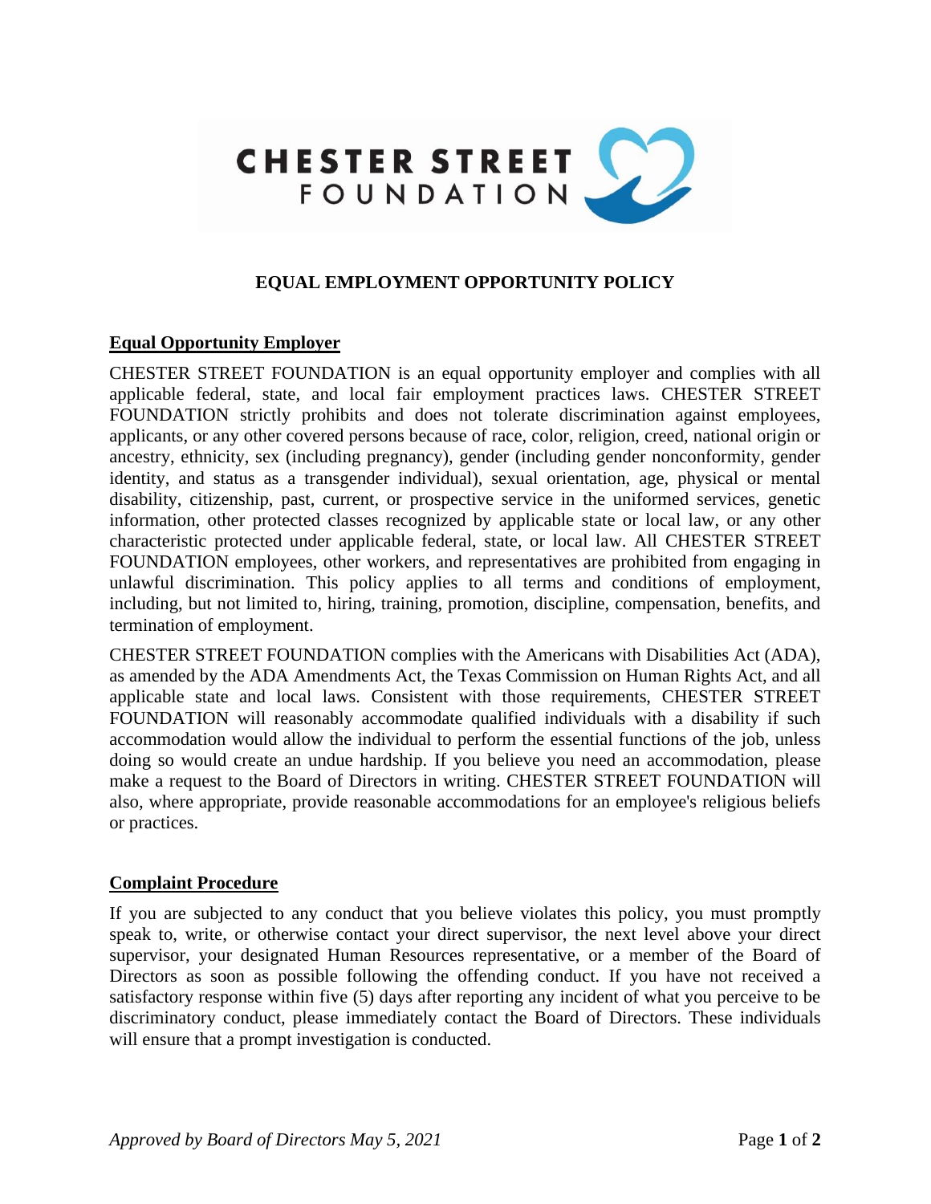CHESTER STREET FOUNDATION

# EQUAL EMPLOYMENT OPPORTUNITY POLICY

## Equal Opportunity Employer

CHESTER STREET FOUNDATION is an equal opportunity employer and complies with all applicable federal, state, and local fair employment practices laws. CHESTER STREET FOUNDATION strictly prohibits and does not tolerate discrimination against employees, applicants, or any other covered persons because of race, color, religion, creed, national origin or ancestry, ethnicity, sex (including pregnancy), gender (including gender nonconformity, gender identity, and status as a transgender individual), sexual orientation, age, physical or mental disability, citizenship, past, current, or prospective service in the uniformed services, genetic information, other protected classes recognized by applicable state or local law, or any other characteristic protected under applicable federal, state, or local law. All CHESTER STREET FOUNDATION employees, other workers, and representatives are prohibited from engaging in unlawful discrimination. This policy applies to all terms and conditions of employment, including, but not limited to, hiring, training, promotion, discipline, compensation, benefits, and termination of employment.

CHESTER STREET FOUNDATION complies with the Americans with Disabilities Act (ADA), as amended by the ADA Amendments Act, the Texas Commission on Human Rights Act, and all applicable state and local laws. Consistent with those requirements, CHESTER STREET FOUNDATION will reasonably accommodate qualified individuals with a disability if such accommodation would allow the individual to perform the essential functions of the job, unless doing so would create an undue hardship. If you believe you need an accommodation, please make a request to the Board of Directors in writing. CHESTER STREET FOUNDATION will also, where appropriate, provide reasonable accommodations for an employee's religious beliefs or practices.

## Complaint Procedure

If you are subjected to any conduct that you believe violates this policy, you must promptly speak to, write, or otherwise contact your direct supervisor, the next level above your direct supervisor, your designated Human Resources representative, or a member of the Board of Directors as soon as possible following the offending conduct. If you have not received a satisfactory response within five (5) days after reporting any incident of what you perceive to be discriminatory conduct, please immediately contact the Board of Directors. These individuals will ensure that a prompt investigation is conducted.

*Approved by Board of Directors May 5, 2021*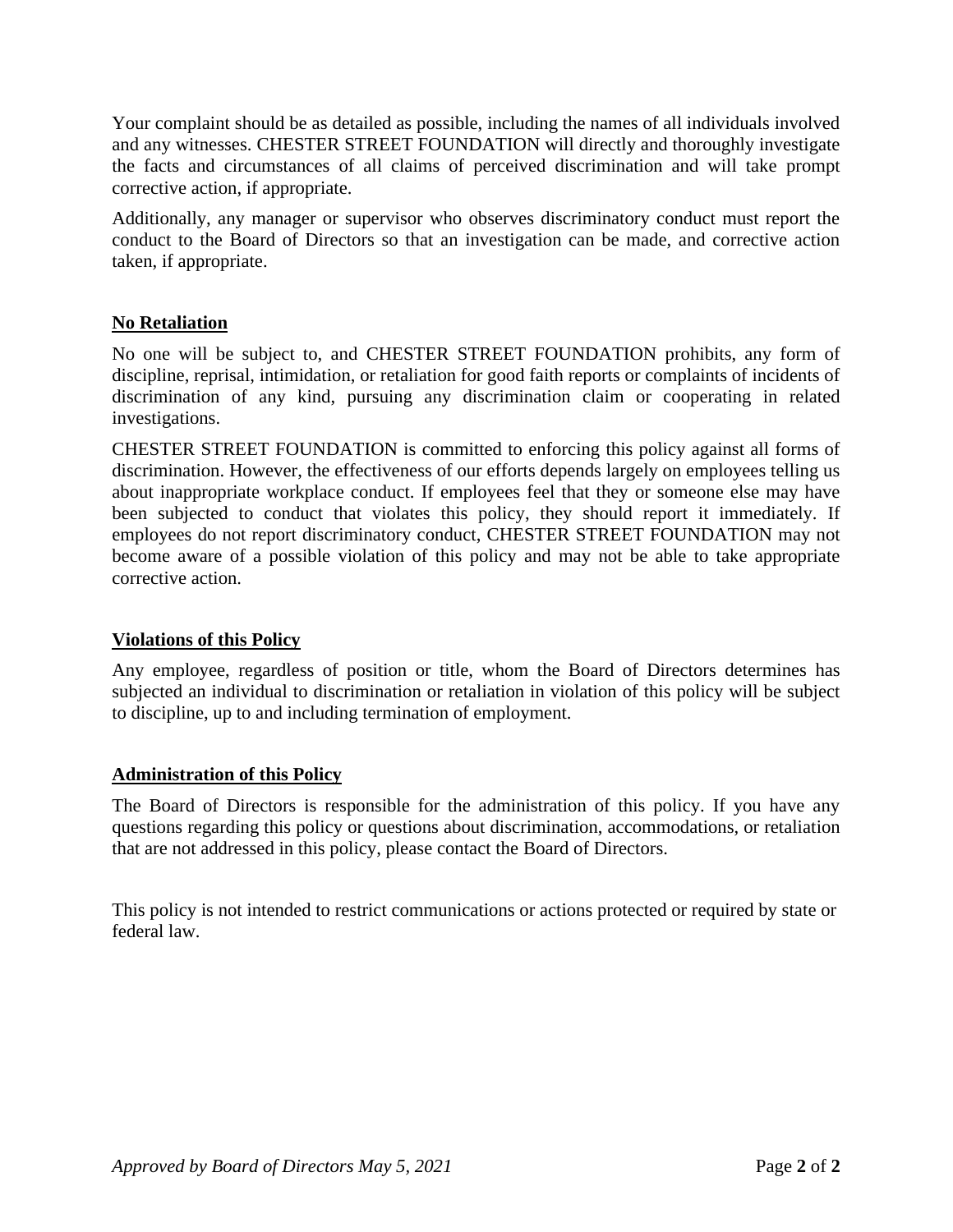Your complaint should be as detailed as possible, including the names of all individuals involved and any witnesses. CHESTER STREET FOUNDATION will directly and thoroughly investigate the facts and circumstances of all claims of perceived discrimination and will take prompt corrective action, if appropriate.

Additionally, any manager or supervisor who observes discriminatory conduct must report the conduct to the Board of Directors so that an investigation can be made, and corrective action taken, if appropriate.

## No Retaliation

No one will be subject to, and CHESTER STREET FOUNDATION prohibits, any form of discipline, reprisal, intimidation, or retaliation for good faith reports or complaints of incidents of discrimination of any kind, pursuing any discrimination claim or cooperating in related investigations.

CHESTER STREET FOUNDATION is committed to enforcing this policy against all forms of discrimination. However, the effectiveness of our efforts depends largely on employees telling us about inappropriate workplace conduct. If employees feel that they or someone else may have been subjected to conduct that violates this policy, they should report it immediately. If employees do not report discriminatory conduct, CHESTER STREET FOUNDATION may not become aware of a possible violation of this policy and may not be able to take appropriate corrective action.

## Violations of this Policy

Any employee, regardless of position or title, whom the Board of Directors determines has subjected an individual to discrimination or retaliation in violation of this policy will be subject to discipline, up to and including termination of employment.

## Administration of this Policy

The Board of Directors is responsible for the administration of this policy. If you have any questions regarding this policy or questions about discrimination, accommodations, or retaliation that are not addressed in this policy, please contact the Board of Directors.

This policy is not intended to restrict communications or actions protected or required by state or federal law.

*Approved by Board of Directors May 5, 2021*